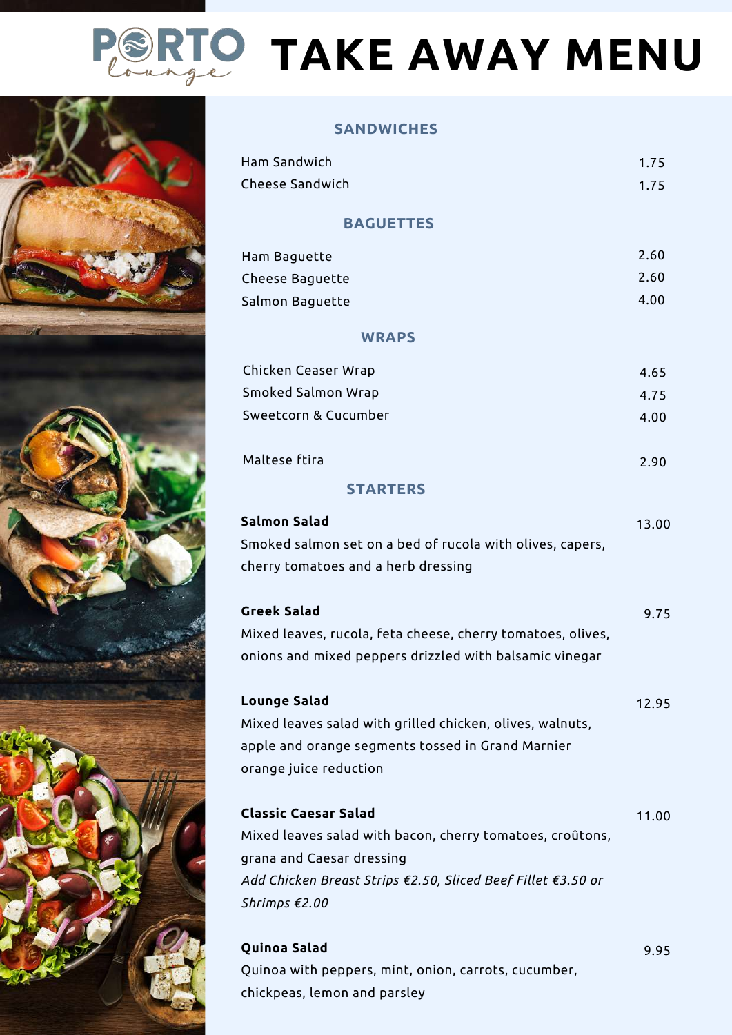# PORTO Lounge TAKE AWAY MENU

## SANDWICHES

| | |
|---|---|
| Ham Sandwich | 1.75 |
| Cheese Sandwich | 1.75 |

## BAGUETTES

| | |
|---|---|
| Ham Baguette | 2.60 |
| Cheese Baguette | 2.60 |
| Salmon Baguette | 4.00 |

## WRAPS

| | |
|---|---|
| Chicken Ceaser Wrap | 4.65 |
| Smoked Salmon Wrap | 4.75 |
| Sweetcorn & Cucumber | 4.00 |

| | |
|---|---|
| Maltese ftira | 2.90 |

## STARTERS

**Salmon Salad** 13.00
Smoked salmon set on a bed of rucola with olives, capers, cherry tomatoes and a herb dressing

**Greek Salad** 9.75
Mixed leaves, rucola, feta cheese, cherry tomatoes, olives, onions and mixed peppers drizzled with balsamic vinegar

**Lounge Salad** 12.95
Mixed leaves salad with grilled chicken, olives, walnuts, apple and orange segments tossed in Grand Marnier orange juice reduction

**Classic Caesar Salad** 11.00
Mixed leaves salad with bacon, cherry tomatoes, croûtons, grana and Caesar dressing
*Add Chicken Breast Strips €2.50, Sliced Beef Fillet €3.50 or Shrimps €2.00*

**Quinoa Salad** 9.95
Quinoa with peppers, mint, onion, carrots, cucumber, chickpeas, lemon and parsley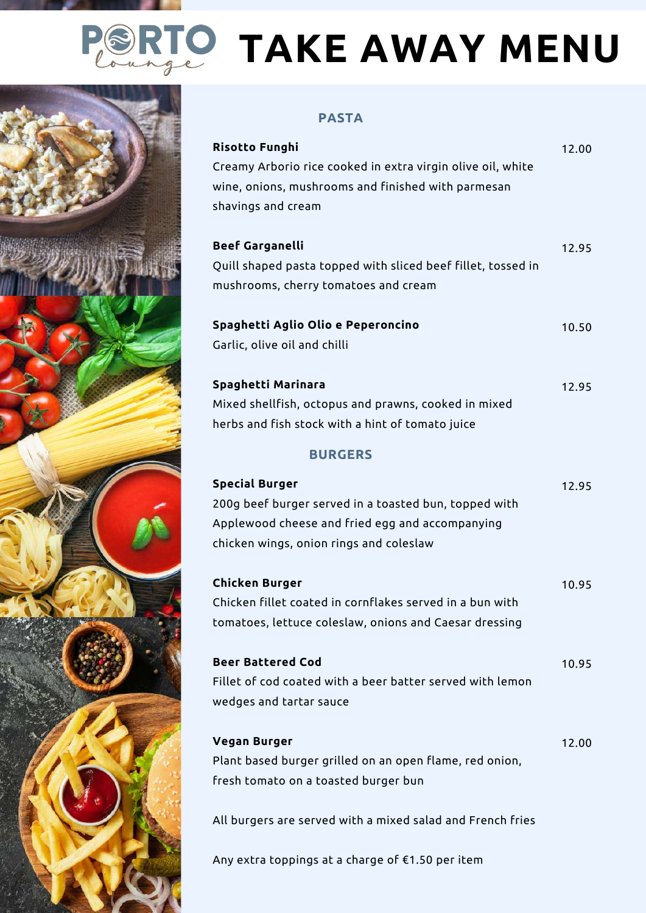# PORTO Lounge TAKE AWAY MENU

## PASTA

**Risotto Funghi** 12.00
Creamy Arborio rice cooked in extra virgin olive oil, white wine, onions, mushrooms and finished with parmesan shavings and cream

**Beef Garganelli** 12.95
Quill shaped pasta topped with sliced beef fillet, tossed in mushrooms, cherry tomatoes and cream

**Spaghetti Aglio Olio e Peperoncino** 10.50
Garlic, olive oil and chilli

**Spaghetti Marinara** 12.95
Mixed shellfish, octopus and prawns, cooked in mixed herbs and fish stock with a hint of tomato juice

## BURGERS

**Special Burger** 12.95
200g beef burger served in a toasted bun, topped with Applewood cheese and fried egg and accompanying chicken wings, onion rings and coleslaw

**Chicken Burger** 10.95
Chicken fillet coated in cornflakes served in a bun with tomatoes, lettuce coleslaw, onions and Caesar dressing

**Beer Battered Cod** 10.95
Fillet of cod coated with a beer batter served with lemon wedges and tartar sauce

**Vegan Burger** 12.00
Plant based burger grilled on an open flame, red onion, fresh tomato on a toasted burger bun

All burgers are served with a mixed salad and French fries

Any extra toppings at a charge of €1.50 per item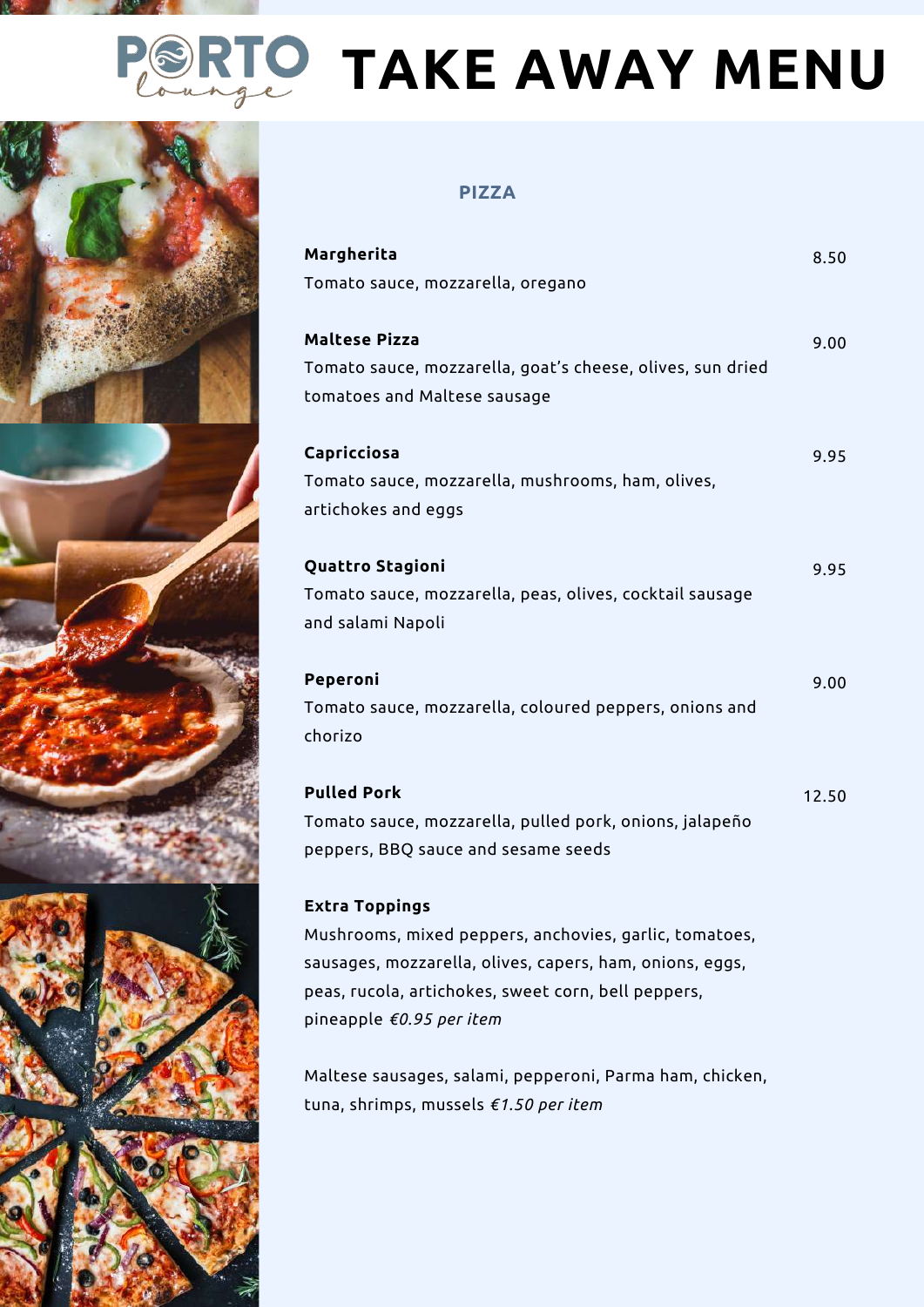# TAKE AWAY MENU

PORTO lounge

## PIZZA

**Margherita** 8.50
Tomato sauce, mozzarella, oregano

**Maltese Pizza** 9.00
Tomato sauce, mozzarella, goat's cheese, olives, sun dried tomatoes and Maltese sausage

**Capricciosa** 9.95
Tomato sauce, mozzarella, mushrooms, ham, olives, artichokes and eggs

**Quattro Stagioni** 9.95
Tomato sauce, mozzarella, peas, olives, cocktail sausage and salami Napoli

**Peperoni** 9.00
Tomato sauce, mozzarella, coloured peppers, onions and chorizo

**Pulled Pork** 12.50
Tomato sauce, mozzarella, pulled pork, onions, jalapeño peppers, BBQ sauce and sesame seeds

**Extra Toppings**
Mushrooms, mixed peppers, anchovies, garlic, tomatoes, sausages, mozzarella, olives, capers, ham, onions, eggs, peas, rucola, artichokes, sweet corn, bell peppers, pineapple *€0.95 per item*

Maltese sausages, salami, pepperoni, Parma ham, chicken, tuna, shrimps, mussels *€1.50 per item*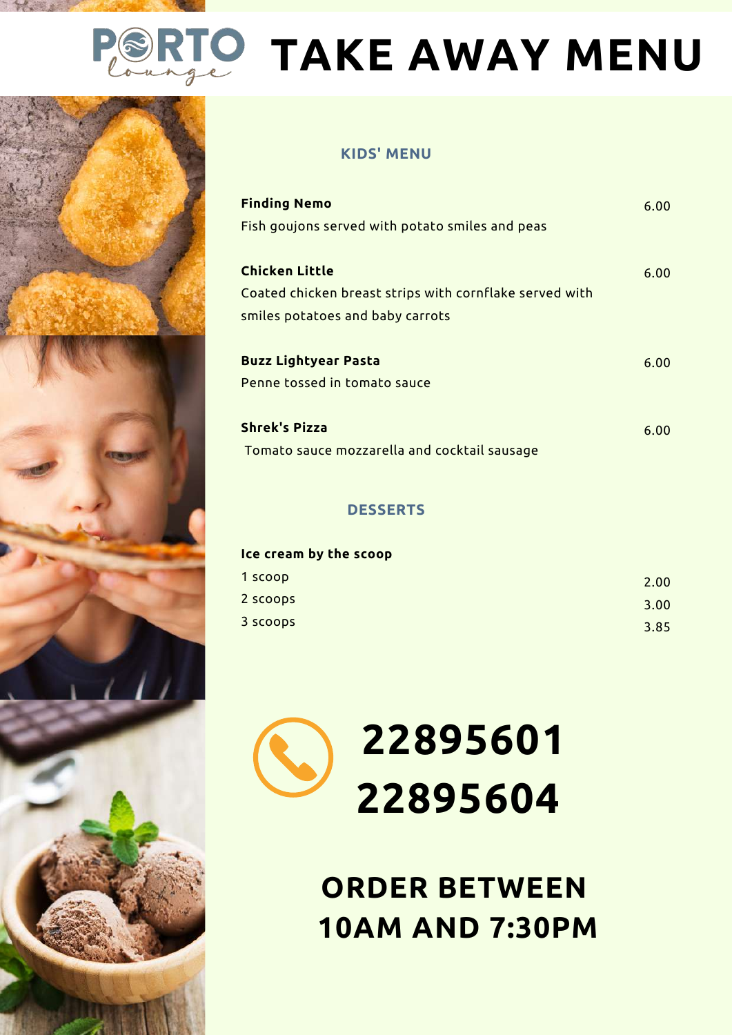# PORTO lounge TAKE AWAY MENU

## KIDS' MENU

**Finding Nemo** 6.00
Fish goujons served with potato smiles and peas

**Chicken Little** 6.00
Coated chicken breast strips with cornflake served with smiles potatoes and baby carrots

**Buzz Lightyear Pasta** 6.00
Penne tossed in tomato sauce

**Shrek's Pizza** 6.00
Tomato sauce mozzarella and cocktail sausage

## DESSERTS

**Ice cream by the scoop**

| | |
|---|---|
| 1 scoop | 2.00 |
| 2 scoops | 3.00 |
| 3 scoops | 3.85 |

**22895601**
**22895604**

**ORDER BETWEEN 10AM AND 7:30PM**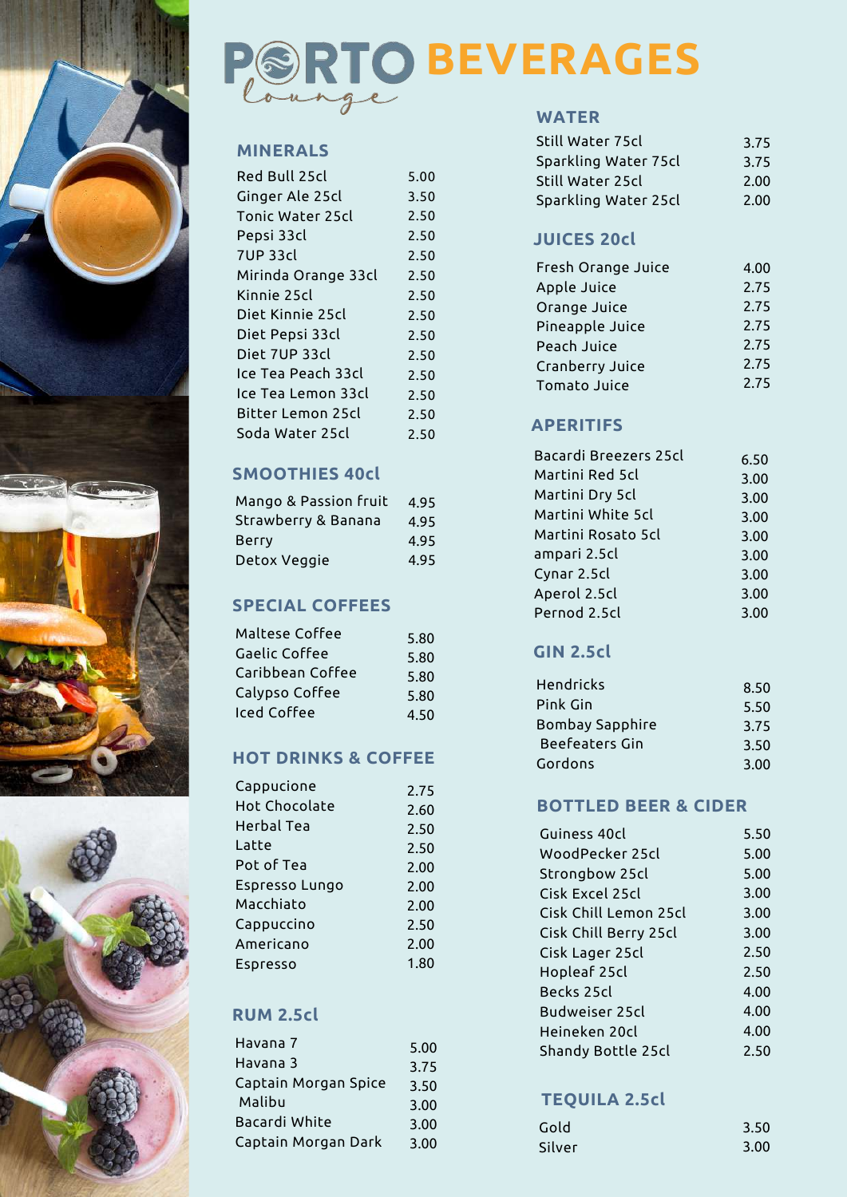# PORTO BEVERAGES

Lounge

## MINERALS

| | |
|---|---|
| Red Bull 25cl | 5.00 |
| Ginger Ale 25cl | 3.50 |
| Tonic Water 25cl | 2.50 |
| Pepsi 33cl | 2.50 |
| 7UP 33cl | 2.50 |
| Mirinda Orange 33cl | 2.50 |
| Kinnie 25cl | 2.50 |
| Diet Kinnie 25cl | 2.50 |
| Diet Pepsi 33cl | 2.50 |
| Diet 7UP 33cl | 2.50 |
| Ice Tea Peach 33cl | 2.50 |
| Ice Tea Lemon 33cl | 2.50 |
| Bitter Lemon 25cl | 2.50 |
| Soda Water 25cl | 2.50 |

## SMOOTHIES 40cl

| | |
|---|---|
| Mango & Passion fruit | 4.95 |
| Strawberry & Banana | 4.95 |
| Berry | 4.95 |
| Detox Veggie | 4.95 |

## SPECIAL COFFEES

| | |
|---|---|
| Maltese Coffee | 5.80 |
| Gaelic Coffee | 5.80 |
| Caribbean Coffee | 5.80 |
| Calypso Coffee | 5.80 |
| Iced Coffee | 4.50 |

## HOT DRINKS & COFFEE

| | |
|---|---|
| Cappucione | 2.75 |
| Hot Chocolate | 2.60 |
| Herbal Tea | 2.50 |
| Latte | 2.50 |
| Pot of Tea | 2.00 |
| Espresso Lungo | 2.00 |
| Macchiato | 2.00 |
| Cappuccino | 2.50 |
| Americano | 2.00 |
| Espresso | 1.80 |

## RUM 2.5cl

| | |
|---|---|
| Havana 7 | 5.00 |
| Havana 3 | 3.75 |
| Captain Morgan Spice | 3.50 |
| Malibu | 3.00 |
| Bacardi White | 3.00 |
| Captain Morgan Dark | 3.00 |

## WATER

| | |
|---|---|
| Still Water 75cl | 3.75 |
| Sparkling Water 75cl | 3.75 |
| Still Water 25cl | 2.00 |
| Sparkling Water 25cl | 2.00 |

## JUICES 20cl

| | |
|---|---|
| Fresh Orange Juice | 4.00 |
| Apple Juice | 2.75 |
| Orange Juice | 2.75 |
| Pineapple Juice | 2.75 |
| Peach Juice | 2.75 |
| Cranberry Juice | 2.75 |
| Tomato Juice | 2.75 |

## APERITIFS

| | |
|---|---|
| Bacardi Breezers 25cl | 6.50 |
| Martini Red 5cl | 3.00 |
| Martini Dry 5cl | 3.00 |
| Martini White 5cl | 3.00 |
| Martini Rosato 5cl | 3.00 |
| ampari 2.5cl | 3.00 |
| Cynar 2.5cl | 3.00 |
| Aperol 2.5cl | 3.00 |
| Pernod 2.5cl | 3.00 |

## GIN 2.5cl

| | |
|---|---|
| Hendricks | 8.50 |
| Pink Gin | 5.50 |
| Bombay Sapphire | 3.75 |
| Beefeaters Gin | 3.50 |
| Gordons | 3.00 |

## BOTTLED BEER & CIDER

| | |
|---|---|
| Guiness 40cl | 5.50 |
| WoodPecker 25cl | 5.00 |
| Strongbow 25cl | 5.00 |
| Cisk Excel 25cl | 3.00 |
| Cisk Chill Lemon 25cl | 3.00 |
| Cisk Chill Berry 25cl | 3.00 |
| Cisk Lager 25cl | 2.50 |
| Hopleaf 25cl | 2.50 |
| Becks 25cl | 4.00 |
| Budweiser 25cl | 4.00 |
| Heineken 20cl | 4.00 |
| Shandy Bottle 25cl | 2.50 |

## TEQUILA 2.5cl

| | |
|---|---|
| Gold | 3.50 |
| Silver | 3.00 |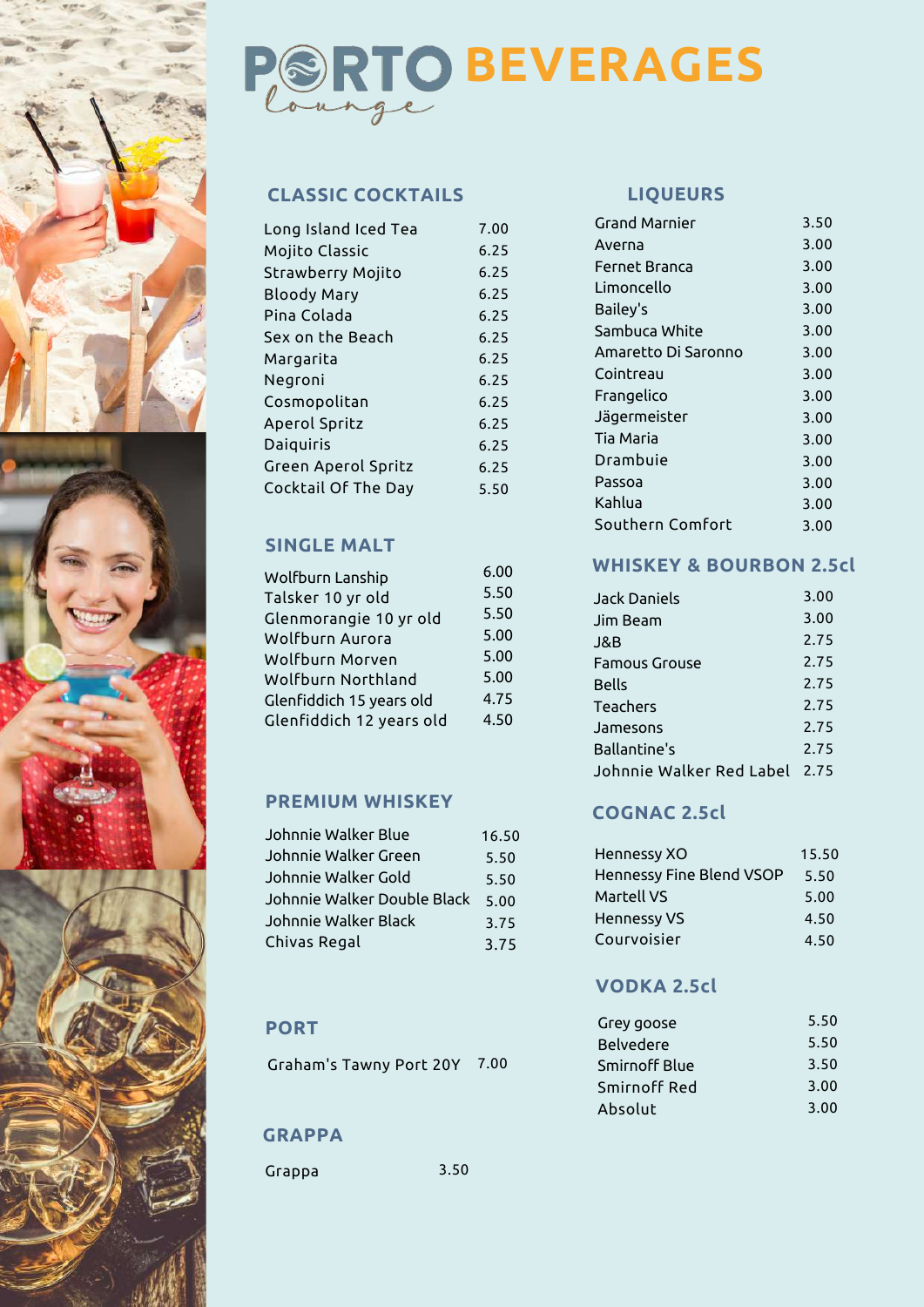# PORTO BEVERAGES

Lounge

## CLASSIC COCKTAILS

| | |
|---|---|
| Long Island Iced Tea | 7.00 |
| Mojito Classic | 6.25 |
| Strawberry Mojito | 6.25 |
| Bloody Mary | 6.25 |
| Pina Colada | 6.25 |
| Sex on the Beach | 6.25 |
| Margarita | 6.25 |
| Negroni | 6.25 |
| Cosmopolitan | 6.25 |
| Aperol Spritz | 6.25 |
| Daiquiris | 6.25 |
| Green Aperol Spritz | 6.25 |
| Cocktail Of The Day | 5.50 |

## SINGLE MALT

| | |
|---|---|
| Wolfburn Lanship | 6.00 |
| Talsker 10 yr old | 5.50 |
| Glenmorangie 10 yr old | 5.50 |
| Wolfburn Aurora | 5.00 |
| Wolfburn Morven | 5.00 |
| Wolfburn Northland | 5.00 |
| Glenfiddich 15 years old | 4.75 |
| Glenfiddich 12 years old | 4.50 |

## PREMIUM WHISKEY

| | |
|---|---|
| Johnnie Walker Blue | 16.50 |
| Johnnie Walker Green | 5.50 |
| Johnnie Walker Gold | 5.50 |
| Johnnie Walker Double Black | 5.00 |
| Johnnie Walker Black | 3.75 |
| Chivas Regal | 3.75 |

## PORT

| | |
|---|---|
| Graham's Tawny Port 20Y | 7.00 |

## GRAPPA

| | |
|---|---|
| Grappa | 3.50 |

## LIQUEURS

| | |
|---|---|
| Grand Marnier | 3.50 |
| Averna | 3.00 |
| Fernet Branca | 3.00 |
| Limoncello | 3.00 |
| Bailey's | 3.00 |
| Sambuca White | 3.00 |
| Amaretto Di Saronno | 3.00 |
| Cointreau | 3.00 |
| Frangelico | 3.00 |
| Jägermeister | 3.00 |
| Tia Maria | 3.00 |
| Drambuie | 3.00 |
| Passoa | 3.00 |
| Kahlua | 3.00 |
| Southern Comfort | 3.00 |

## WHISKEY & BOURBON 2.5cl

| | |
|---|---|
| Jack Daniels | 3.00 |
| Jim Beam | 3.00 |
| J&B | 2.75 |
| Famous Grouse | 2.75 |
| Bells | 2.75 |
| Teachers | 2.75 |
| Jamesons | 2.75 |
| Ballantine's | 2.75 |
| Johnnie Walker Red Label | 2.75 |

## COGNAC 2.5cl

| | |
|---|---|
| Hennessy XO | 15.50 |
| Hennessy Fine Blend VSOP | 5.50 |
| Martell VS | 5.00 |
| Hennessy VS | 4.50 |
| Courvoisier | 4.50 |

## VODKA 2.5cl

| | |
|---|---|
| Grey goose | 5.50 |
| Belvedere | 5.50 |
| Smirnoff Blue | 3.50 |
| Smirnoff Red | 3.00 |
| Absolut | 3.00 |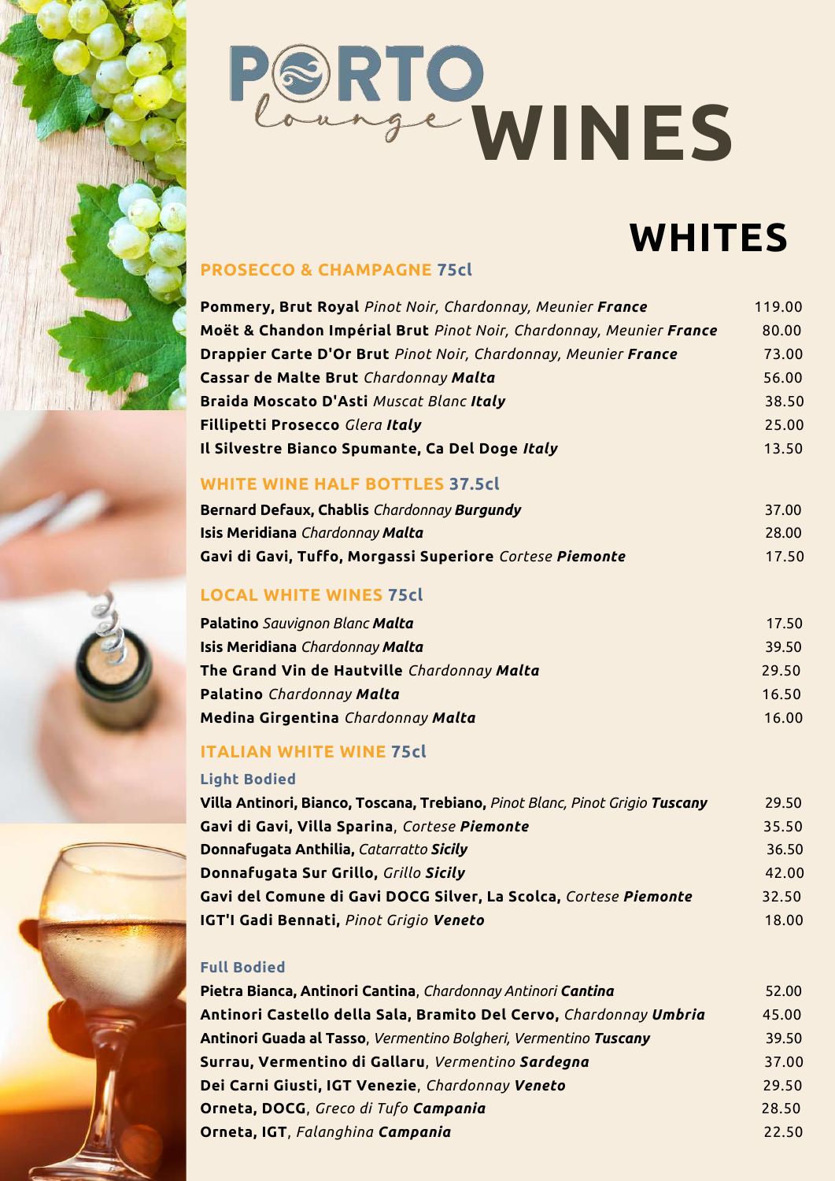# PORTO Lounge WINES

## WHITES

### PROSECCO & CHAMPAGNE 75cl

| | |
|---|---|
| **Pommery, Brut Royal** *Pinot Noir, Chardonnay, Meunier* ***France*** | 119.00 |
| **Moët & Chandon Impérial Brut** *Pinot Noir, Chardonnay, Meunier* ***France*** | 80.00 |
| **Drappier Carte D'Or Brut** *Pinot Noir, Chardonnay, Meunier* ***France*** | 73.00 |
| **Cassar de Malte Brut** *Chardonnay* ***Malta*** | 56.00 |
| **Braida Moscato D'Asti** *Muscat Blanc* ***Italy*** | 38.50 |
| **Fillipetti Prosecco** *Glera* ***Italy*** | 25.00 |
| **Il Silvestre Bianco Spumante, Ca Del Doge** ***Italy*** | 13.50 |

### WHITE WINE HALF BOTTLES 37.5cl

| | |
|---|---|
| **Bernard Defaux, Chablis** *Chardonnay* ***Burgundy*** | 37.00 |
| **Isis Meridiana** *Chardonnay* ***Malta*** | 28.00 |
| **Gavi di Gavi, Tuffo, Morgassi Superiore** *Cortese* ***Piemonte*** | 17.50 |

### LOCAL WHITE WINES 75cl

| | |
|---|---|
| **Palatino** *Sauvignon Blanc* ***Malta*** | 17.50 |
| **Isis Meridiana** *Chardonnay* ***Malta*** | 39.50 |
| **The Grand Vin de Hautville** *Chardonnay* ***Malta*** | 29.50 |
| **Palatino** *Chardonnay* ***Malta*** | 16.50 |
| **Medina Girgentina** *Chardonnay* ***Malta*** | 16.00 |

### ITALIAN WHITE WINE 75cl

#### Light Bodied

| | |
|---|---|
| **Villa Antinori, Bianco, Toscana, Trebiano,** *Pinot Blanc, Pinot Grigio* ***Tuscany*** | 29.50 |
| **Gavi di Gavi, Villa Sparina**, *Cortese* ***Piemonte*** | 35.50 |
| **Donnafugata Anthilia,** *Catarratto* ***Sicily*** | 36.50 |
| **Donnafugata Sur Grillo,** *Grillo* ***Sicily*** | 42.00 |
| **Gavi del Comune di Gavi DOCG Silver, La Scolca,** *Cortese* ***Piemonte*** | 32.50 |
| **IGT'I Gadi Bennati,** *Pinot Grigio* ***Veneto*** | 18.00 |

#### Full Bodied

| | |
|---|---|
| **Pietra Bianca, Antinori Cantina**, *Chardonnay Antinori* ***Cantina*** | 52.00 |
| **Antinori Castello della Sala, Bramito Del Cervo,** *Chardonnay* ***Umbria*** | 45.00 |
| **Antinori Guada al Tasso**, *Vermentino Bolgheri, Vermentino* ***Tuscany*** | 39.50 |
| **Surrau, Vermentino di Gallaru**, *Vermentino* ***Sardegna*** | 37.00 |
| **Dei Carni Giusti, IGT Venezie**, *Chardonnay* ***Veneto*** | 29.50 |
| **Orneta, DOCG**, *Greco di Tufo* ***Campania*** | 28.50 |
| **Orneta, IGT**, *Falanghina* ***Campania*** | 22.50 |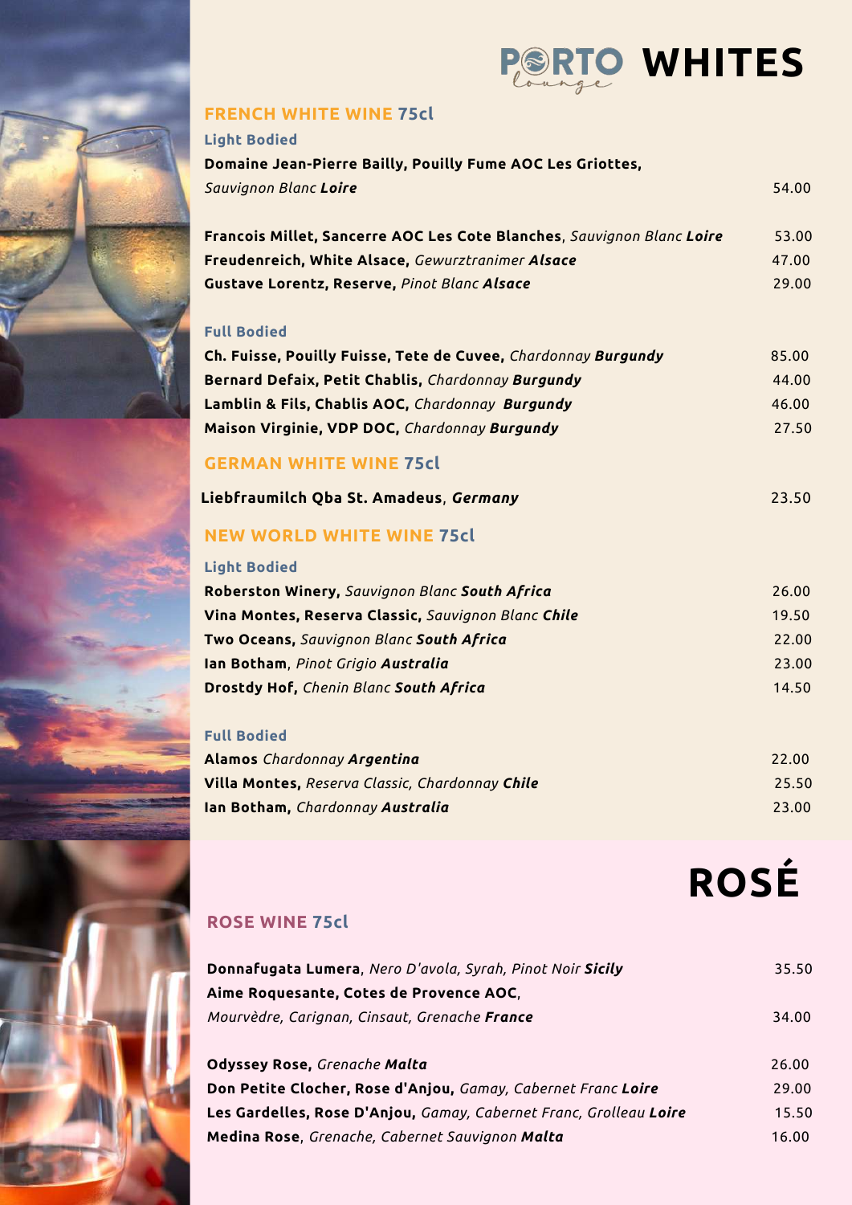# PORTO Lounge WHITES

## FRENCH WHITE WINE 75cl

### Light Bodied

| | |
|---|---|
| **Domaine Jean-Pierre Bailly, Pouilly Fume AOC Les Griottes,** *Sauvignon Blanc* ***Loire*** | 54.00 |
| **Francois Millet, Sancerre AOC Les Cote Blanches**, *Sauvignon Blanc* ***Loire*** | 53.00 |
| **Freudenreich, White Alsace,** *Gewurztranimer* ***Alsace*** | 47.00 |
| **Gustave Lorentz, Reserve,** *Pinot Blanc* ***Alsace*** | 29.00 |

### Full Bodied

| | |
|---|---|
| **Ch. Fuisse, Pouilly Fuisse, Tete de Cuvee,** *Chardonnay* ***Burgundy*** | 85.00 |
| **Bernard Defaix, Petit Chablis,** *Chardonnay* ***Burgundy*** | 44.00 |
| **Lamblin & Fils, Chablis AOC,** *Chardonnay* ***Burgundy*** | 46.00 |
| **Maison Virginie, VDP DOC,** *Chardonnay* ***Burgundy*** | 27.50 |

## GERMAN WHITE WINE 75cl

| | |
|---|---|
| **Liebfraumilch Qba St. Amadeus**, ***Germany*** | 23.50 |

## NEW WORLD WHITE WINE 75cl

### Light Bodied

| | |
|---|---|
| **Roberston Winery,** *Sauvignon Blanc* ***South Africa*** | 26.00 |
| **Vina Montes, Reserva Classic,** *Sauvignon Blanc* ***Chile*** | 19.50 |
| **Two Oceans,** *Sauvignon Blanc* ***South Africa*** | 22.00 |
| **Ian Botham**, *Pinot Grigio* ***Australia*** | 23.00 |
| **Drostdy Hof,** *Chenin Blanc* ***South Africa*** | 14.50 |

### Full Bodied

| | |
|---|---|
| **Alamos** *Chardonnay* ***Argentina*** | 22.00 |
| **Villa Montes,** *Reserva Classic, Chardonnay* ***Chile*** | 25.50 |
| **Ian Botham,** *Chardonnay* ***Australia*** | 23.00 |

# ROSÉ

## ROSE WINE 75cl

| | |
|---|---|
| **Donnafugata Lumera**, *Nero D'avola, Syrah, Pinot Noir* ***Sicily*** | 35.50 |
| **Aime Roquesante, Cotes de Provence AOC**, *Mourvèdre, Carignan, Cinsaut, Grenache* ***France*** | 34.00 |
| **Odyssey Rose,** *Grenache* ***Malta*** | 26.00 |
| **Don Petite Clocher, Rose d'Anjou,** *Gamay, Cabernet Franc* ***Loire*** | 29.00 |
| **Les Gardelles, Rose D'Anjou,** *Gamay, Cabernet Franc, Grolleau* ***Loire*** | 15.50 |
| **Medina Rose**, *Grenache, Cabernet Sauvignon* ***Malta*** | 16.00 |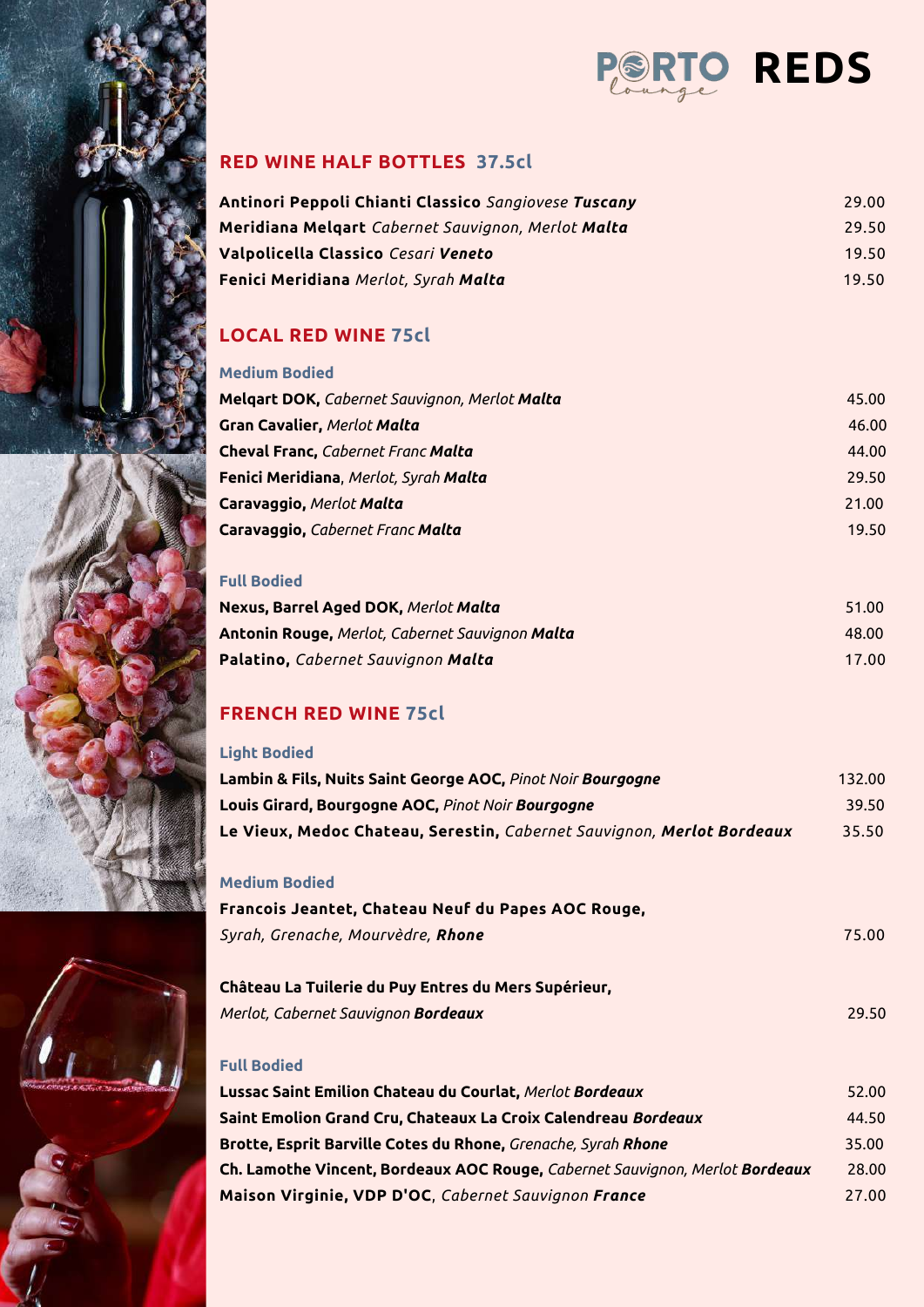# PORTO Lounge REDS

## RED WINE HALF BOTTLES 37.5cl

| | |
|---|---|
| **Antinori Peppoli Chianti Classico** *Sangiovese* ***Tuscany*** | 29.00 |
| **Meridiana Melqart** *Cabernet Sauvignon, Merlot* ***Malta*** | 29.50 |
| **Valpolicella Classico** *Cesari* ***Veneto*** | 19.50 |
| **Fenici Meridiana** *Merlot, Syrah* ***Malta*** | 19.50 |

## LOCAL RED WINE 75cl

### Medium Bodied

| | |
|---|---|
| **Melqart DOK,** *Cabernet Sauvignon, Merlot* ***Malta*** | 45.00 |
| **Gran Cavalier,** *Merlot* ***Malta*** | 46.00 |
| **Cheval Franc,** *Cabernet Franc* ***Malta*** | 44.00 |
| **Fenici Meridiana**, *Merlot, Syrah* ***Malta*** | 29.50 |
| **Caravaggio,** *Merlot* ***Malta*** | 21.00 |
| **Caravaggio,** *Cabernet Franc* ***Malta*** | 19.50 |

### Full Bodied

| | |
|---|---|
| **Nexus, Barrel Aged DOK,** *Merlot* ***Malta*** | 51.00 |
| **Antonin Rouge,** *Merlot, Cabernet Sauvignon* ***Malta*** | 48.00 |
| **Palatino,** *Cabernet Sauvignon* ***Malta*** | 17.00 |

## FRENCH RED WINE 75cl

### Light Bodied

| | |
|---|---|
| **Lambin & Fils, Nuits Saint George AOC,** *Pinot Noir* ***Bourgogne*** | 132.00 |
| **Louis Girard, Bourgogne AOC,** *Pinot Noir* ***Bourgogne*** | 39.50 |
| **Le Vieux, Medoc Chateau, Serestin,** *Cabernet Sauvignon,* **Merlot Bordeaux** | 35.50 |

### Medium Bodied

| | |
|---|---|
| **Francois Jeantet, Chateau Neuf du Papes AOC Rouge,** *Syrah, Grenache, Mourvèdre,* ***Rhone*** | 75.00 |
| **Château La Tuilerie du Puy Entres du Mers Supérieur,** *Merlot, Cabernet Sauvignon* ***Bordeaux*** | 29.50 |

### Full Bodied

| | |
|---|---|
| **Lussac Saint Emilion Chateau du Courlat,** *Merlot* ***Bordeaux*** | 52.00 |
| **Saint Emolion Grand Cru, Chateaux La Croix Calendreau** ***Bordeaux*** | 44.50 |
| **Brotte, Esprit Barville Cotes du Rhone,** *Grenache, Syrah* ***Rhone*** | 35.00 |
| **Ch. Lamothe Vincent, Bordeaux AOC Rouge,** *Cabernet Sauvignon, Merlot* ***Bordeaux*** | 28.00 |
| **Maison Virginie, VDP D'OC**, *Cabernet Sauvignon* ***France*** | 27.00 |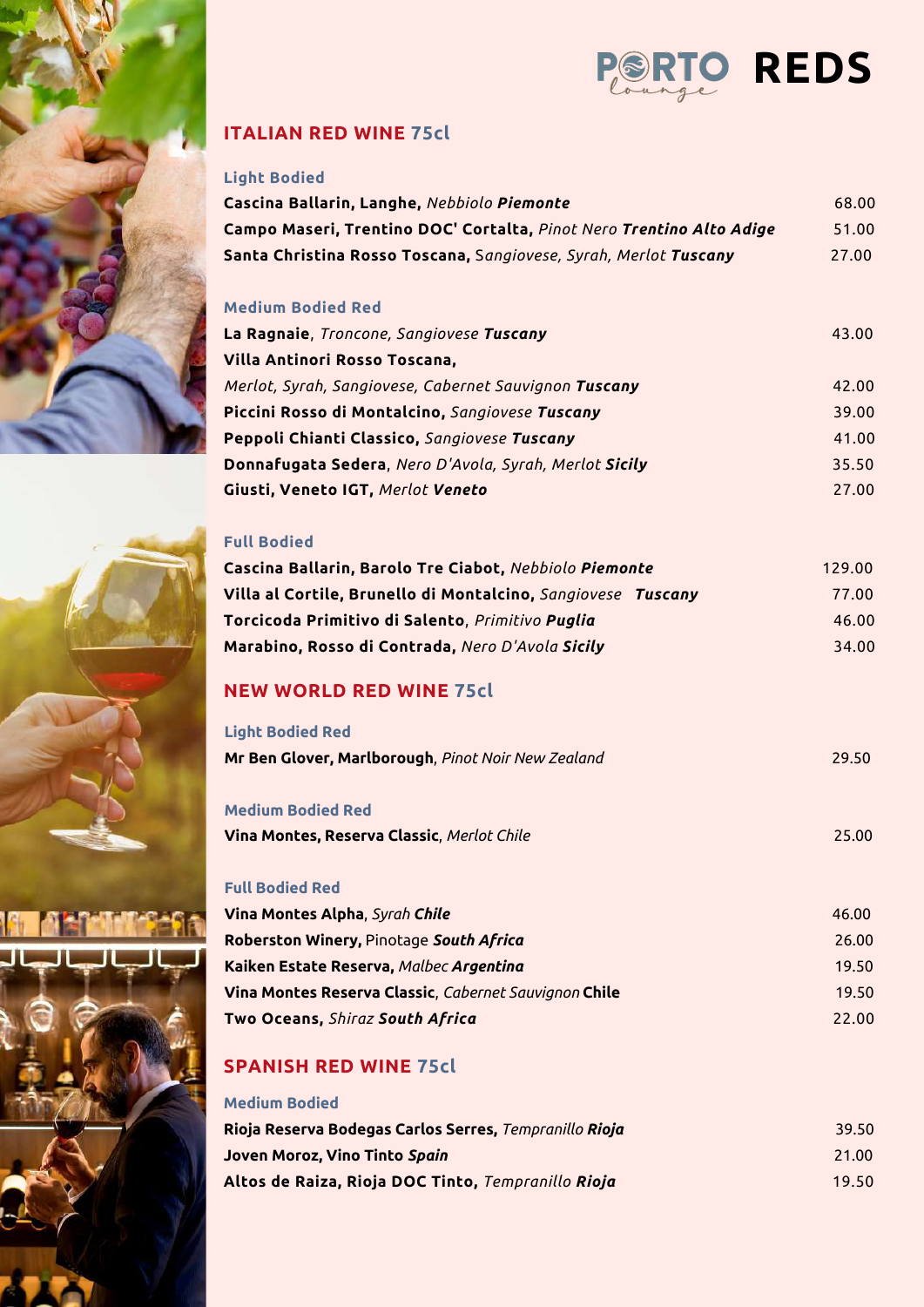# PORTO Lounge REDS

## ITALIAN RED WINE 75cl

### Light Bodied

| | |
|---|---|
| **Cascina Ballarin, Langhe,** *Nebbiolo* ***Piemonte*** | 68.00 |
| **Campo Maseri, Trentino DOC' Cortalta,** *Pinot Nero* ***Trentino Alto Adige*** | 51.00 |
| **Santa Christina Rosso Toscana,** S*angiovese, Syrah, Merlot* ***Tuscany*** | 27.00 |

### Medium Bodied Red

| | |
|---|---|
| **La Ragnaie**, *Troncone, Sangiovese* ***Tuscany*** | 43.00 |
| **Villa Antinori Rosso Toscana,** *Merlot, Syrah, Sangiovese, Cabernet Sauvignon* ***Tuscany*** | 42.00 |
| **Piccini Rosso di Montalcino,** *Sangiovese* ***Tuscany*** | 39.00 |
| **Peppoli Chianti Classico,** *Sangiovese* ***Tuscany*** | 41.00 |
| **Donnafugata Sedera**, *Nero D'Avola, Syrah, Merlot* ***Sicily*** | 35.50 |
| **Giusti, Veneto IGT,** *Merlot* ***Veneto*** | 27.00 |

### Full Bodied

| | |
|---|---|
| **Cascina Ballarin, Barolo Tre Ciabot,** *Nebbiolo* ***Piemonte*** | 129.00 |
| **Villa al Cortile, Brunello di Montalcino,** *Sangiovese* ***Tuscany*** | 77.00 |
| **Torcicoda Primitivo di Salento**, *Primitivo* ***Puglia*** | 46.00 |
| **Marabino, Rosso di Contrada,** *Nero D'Avola* ***Sicily*** | 34.00 |

## NEW WORLD RED WINE 75cl

### Light Bodied Red

| | |
|---|---|
| **Mr Ben Glover, Marlborough**, *Pinot Noir New Zealand* | 29.50 |

### Medium Bodied Red

| | |
|---|---|
| **Vina Montes, Reserva Classic**, *Merlot Chile* | 25.00 |

### Full Bodied Red

| | |
|---|---|
| **Vina Montes Alpha**, *Syrah* ***Chile*** | 46.00 |
| **Roberston Winery,** Pinotage ***South Africa*** | 26.00 |
| **Kaiken Estate Reserva,** *Malbec* ***Argentina*** | 19.50 |
| **Vina Montes Reserva Classic**, *Cabernet Sauvignon* **Chile** | 19.50 |
| **Two Oceans,** *Shiraz* ***South Africa*** | 22.00 |

## SPANISH RED WINE 75cl

### Medium Bodied

| | |
|---|---|
| **Rioja Reserva Bodegas Carlos Serres,** *Tempranillo* ***Rioja*** | 39.50 |
| **Joven Moroz, Vino Tinto** ***Spain*** | 21.00 |
| **Altos de Raiza, Rioja DOC Tinto,** *Tempranillo* ***Rioja*** | 19.50 |